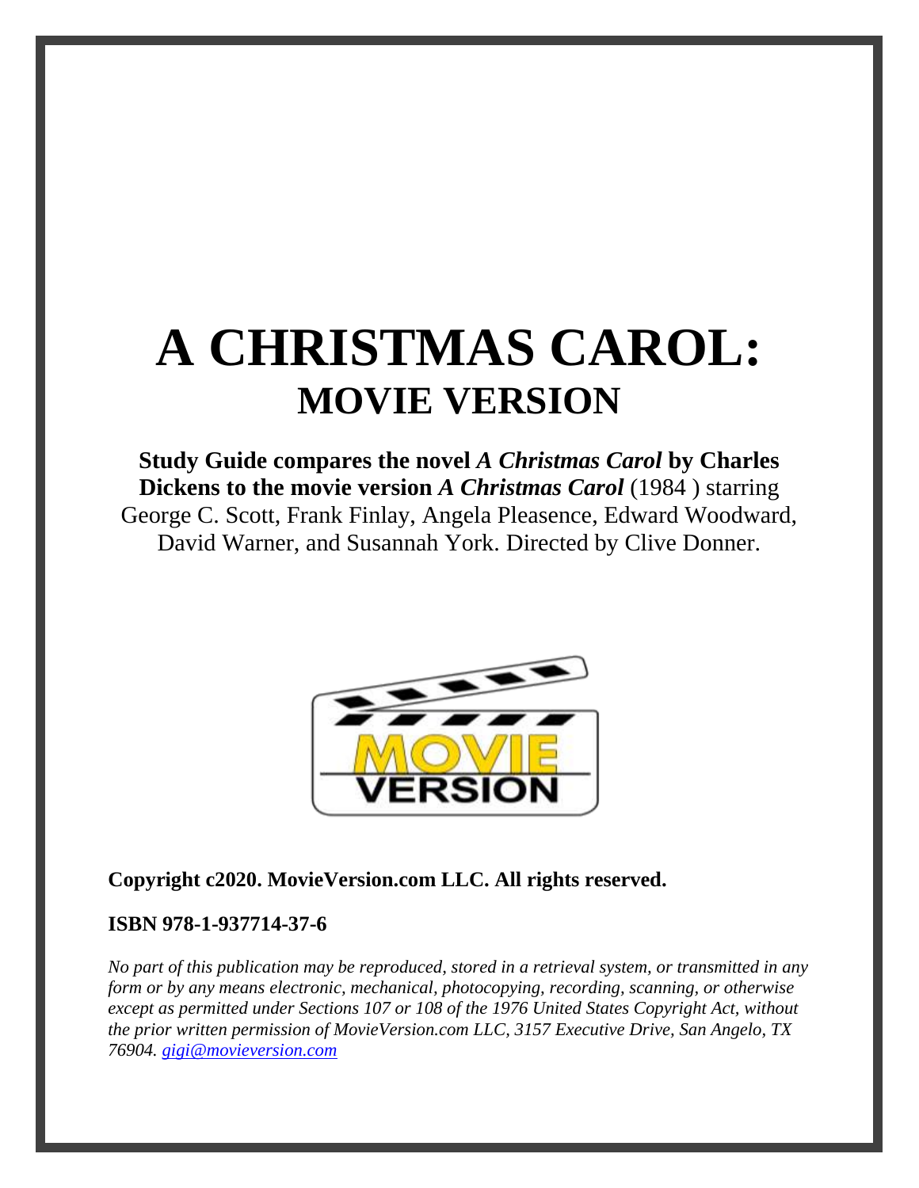# A CHRISTMAS CAROL:
## MOVIE VERSION

**Study Guide compares the novel *A Christmas Carol* by Charles Dickens to the movie version *A Christmas Carol*** (1984 ) starring George C. Scott, Frank Finlay, Angela Pleasence, Edward Woodward, David Warner, and Susannah York. Directed by Clive Donner.

**Copyright c2020. MovieVersion.com LLC. All rights reserved.**

**ISBN 978-1-937714-37-6**

*No part of this publication may be reproduced, stored in a retrieval system, or transmitted in any form or by any means electronic, mechanical, photocopying, recording, scanning, or otherwise except as permitted under Sections 107 or 108 of the 1976 United States Copyright Act, without the prior written permission of MovieVersion.com LLC, 3157 Executive Drive, San Angelo, TX 76904. gigi@movieversion.com*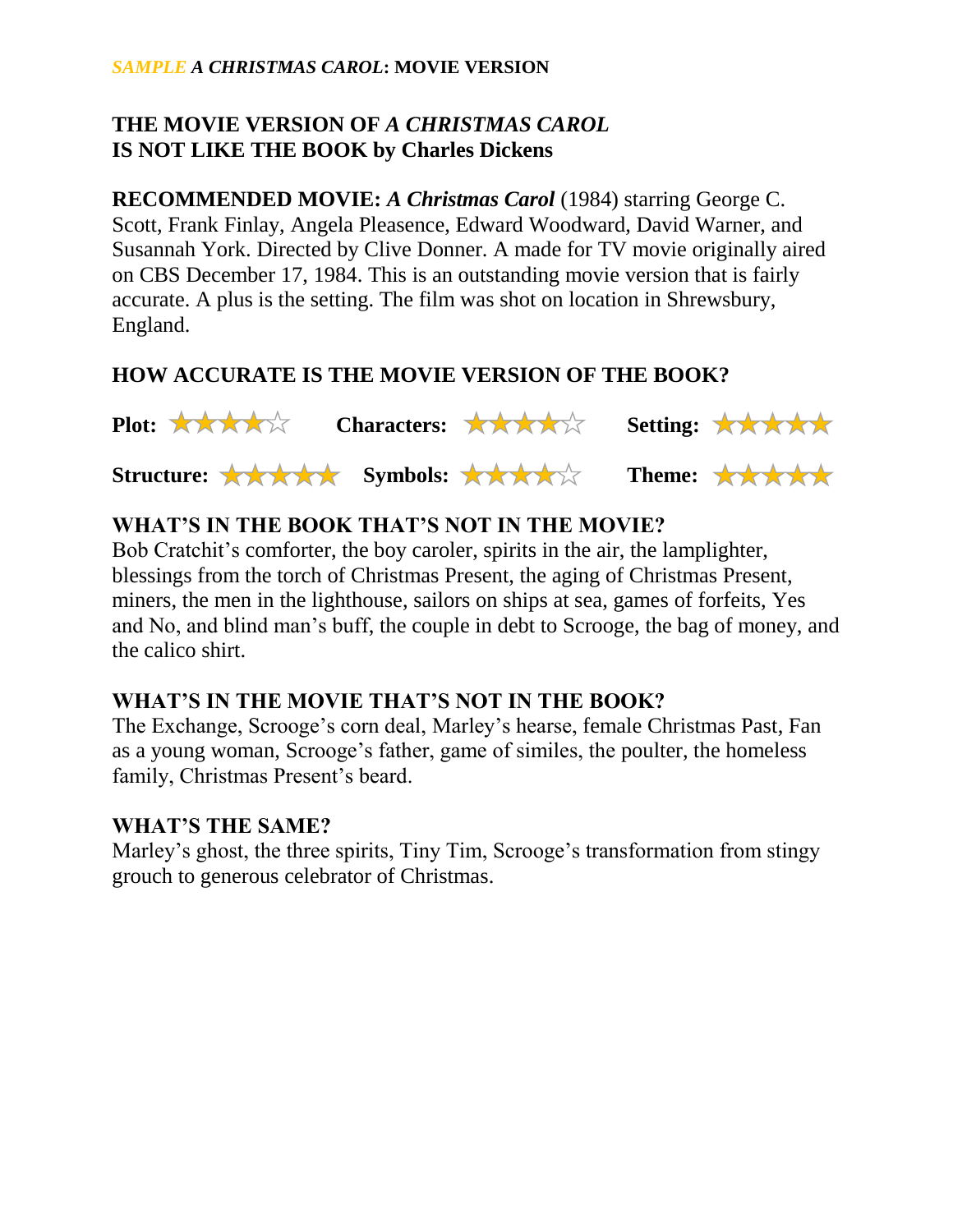# THE MOVIE VERSION OF *A CHRISTMAS CAROL* IS NOT LIKE THE BOOK by Charles Dickens

**RECOMMENDED MOVIE:** ***A Christmas Carol*** (1984) starring George C. Scott, Frank Finlay, Angela Pleasence, Edward Woodward, David Warner, and Susannah York. Directed by Clive Donner. A made for TV movie originally aired on CBS December 17, 1984. This is an outstanding movie version that is fairly accurate. A plus is the setting. The film was shot on location in Shrewsbury, England.

## HOW ACCURATE IS THE MOVIE VERSION OF THE BOOK?

**Plot:** ★★★★☆ **Characters:** ★★★★☆ **Setting:** ★★★★★

**Structure:** ★★★★★ **Symbols:** ★★★★☆ **Theme:** ★★★★★

## WHAT'S IN THE BOOK THAT'S NOT IN THE MOVIE?

Bob Cratchit's comforter, the boy caroler, spirits in the air, the lamplighter, blessings from the torch of Christmas Present, the aging of Christmas Present, miners, the men in the lighthouse, sailors on ships at sea, games of forfeits, Yes and No, and blind man's buff, the couple in debt to Scrooge, the bag of money, and the calico shirt.

## WHAT'S IN THE MOVIE THAT'S NOT IN THE BOOK?

The Exchange, Scrooge's corn deal, Marley's hearse, female Christmas Past, Fan as a young woman, Scrooge's father, game of similes, the poulter, the homeless family, Christmas Present's beard.

## WHAT'S THE SAME?

Marley's ghost, the three spirits, Tiny Tim, Scrooge's transformation from stingy grouch to generous celebrator of Christmas.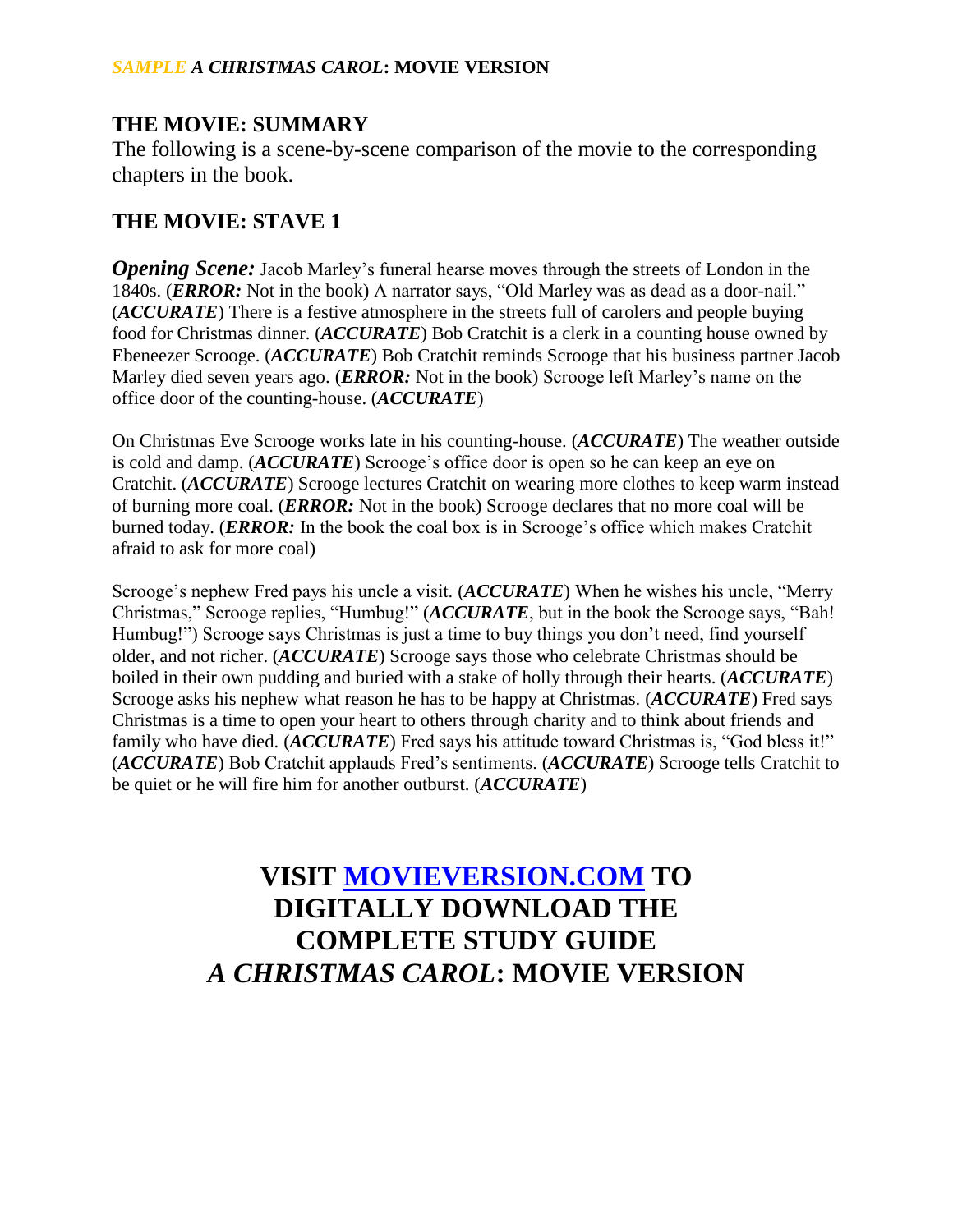*SAMPLE* ***A CHRISTMAS CAROL*****: MOVIE VERSION**

## THE MOVIE: SUMMARY

The following is a scene-by-scene comparison of the movie to the corresponding chapters in the book.

## THE MOVIE: STAVE 1

***Opening Scene:*** Jacob Marley's funeral hearse moves through the streets of London in the 1840s. (***ERROR:*** Not in the book) A narrator says, "Old Marley was as dead as a door-nail." (***ACCURATE***) There is a festive atmosphere in the streets full of carolers and people buying food for Christmas dinner. (***ACCURATE***) Bob Cratchit is a clerk in a counting house owned by Ebeneezer Scrooge. (***ACCURATE***) Bob Cratchit reminds Scrooge that his business partner Jacob Marley died seven years ago. (***ERROR:*** Not in the book) Scrooge left Marley's name on the office door of the counting-house. (***ACCURATE***)

On Christmas Eve Scrooge works late in his counting-house. (***ACCURATE***) The weather outside is cold and damp. (***ACCURATE***) Scrooge's office door is open so he can keep an eye on Cratchit. (***ACCURATE***) Scrooge lectures Cratchit on wearing more clothes to keep warm instead of burning more coal. (***ERROR:*** Not in the book) Scrooge declares that no more coal will be burned today. (***ERROR:*** In the book the coal box is in Scrooge's office which makes Cratchit afraid to ask for more coal)

Scrooge's nephew Fred pays his uncle a visit. (***ACCURATE***) When he wishes his uncle, "Merry Christmas," Scrooge replies, "Humbug!" (***ACCURATE***, but in the book the Scrooge says, "Bah! Humbug!") Scrooge says Christmas is just a time to buy things you don't need, find yourself older, and not richer. (***ACCURATE***) Scrooge says those who celebrate Christmas should be boiled in their own pudding and buried with a stake of holly through their hearts. (***ACCURATE***) Scrooge asks his nephew what reason he has to be happy at Christmas. (***ACCURATE***) Fred says Christmas is a time to open your heart to others through charity and to think about friends and family who have died. (***ACCURATE***) Fred says his attitude toward Christmas is, "God bless it!" (***ACCURATE***) Bob Cratchit applauds Fred's sentiments. (***ACCURATE***) Scrooge tells Cratchit to be quiet or he will fire him for another outburst. (***ACCURATE***)

# VISIT [MOVIEVERSION.COM](http://MOVIEVERSION.COM) TO DIGITALLY DOWNLOAD THE COMPLETE STUDY GUIDE *A CHRISTMAS CAROL*: MOVIE VERSION